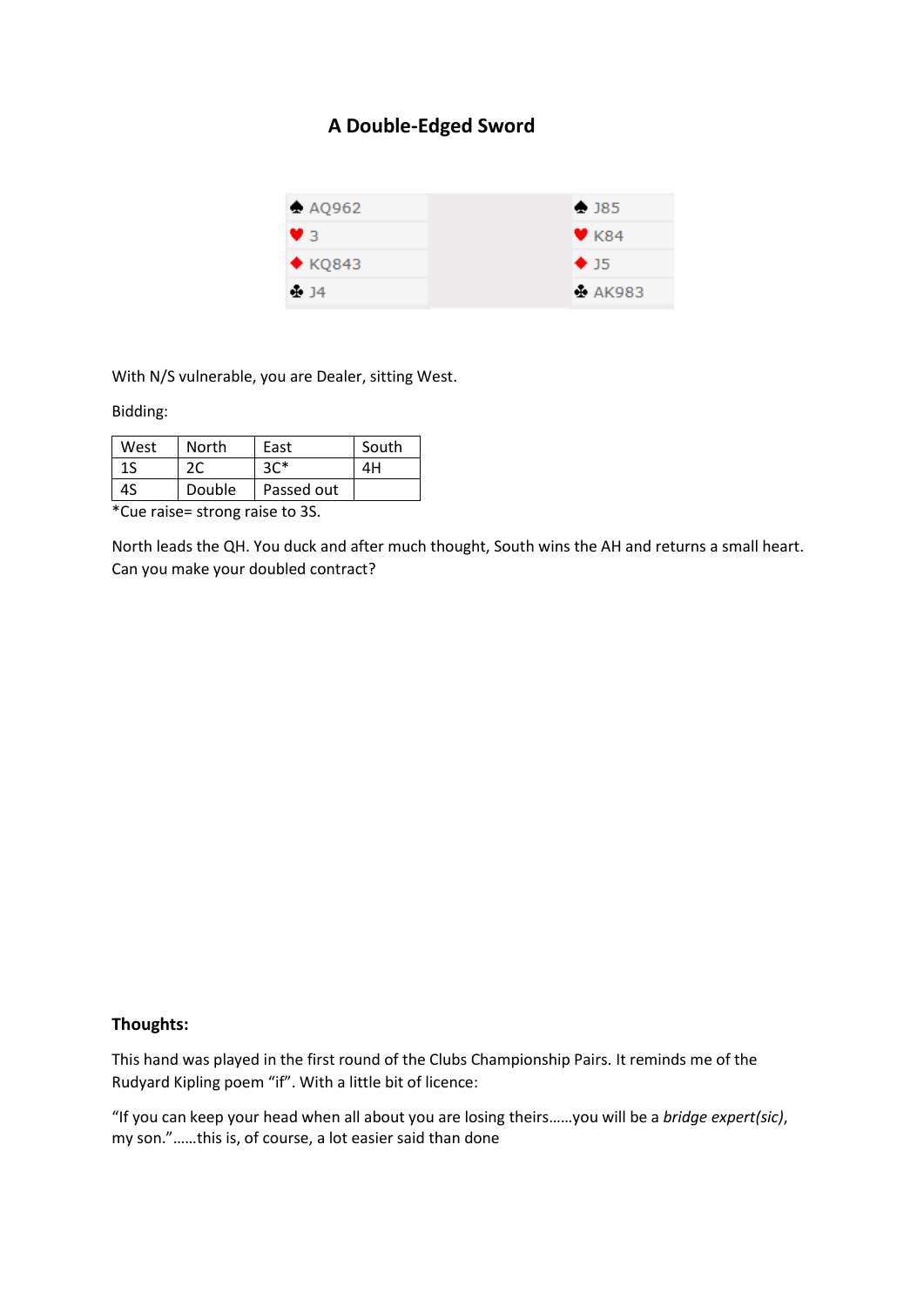# A Double-Edged Sword

| | | |
|---|---|---|
| ♠ AQ962 | | ♠ J85 |
| ♥ 3 | | ♥ K84 |
| ♦ KQ843 | | ♦ J5 |
| ♣ J4 | | ♣ AK983 |

With N/S vulnerable, you are Dealer, sitting West.

Bidding:

| West | North | East | South |
|---|---|---|---|
| 1S | 2C | 3C* | 4H |
| 4S | Double | Passed out | |

*Cue raise= strong raise to 3S.

North leads the QH. You duck and after much thought, South wins the AH and returns a small heart. Can you make your doubled contract?

**Thoughts:**

This hand was played in the first round of the Clubs Championship Pairs. It reminds me of the Rudyard Kipling poem "if". With a little bit of licence:

"If you can keep your head when all about you are losing theirs……you will be a *bridge expert(sic)*, my son."……this is, of course, a lot easier said than done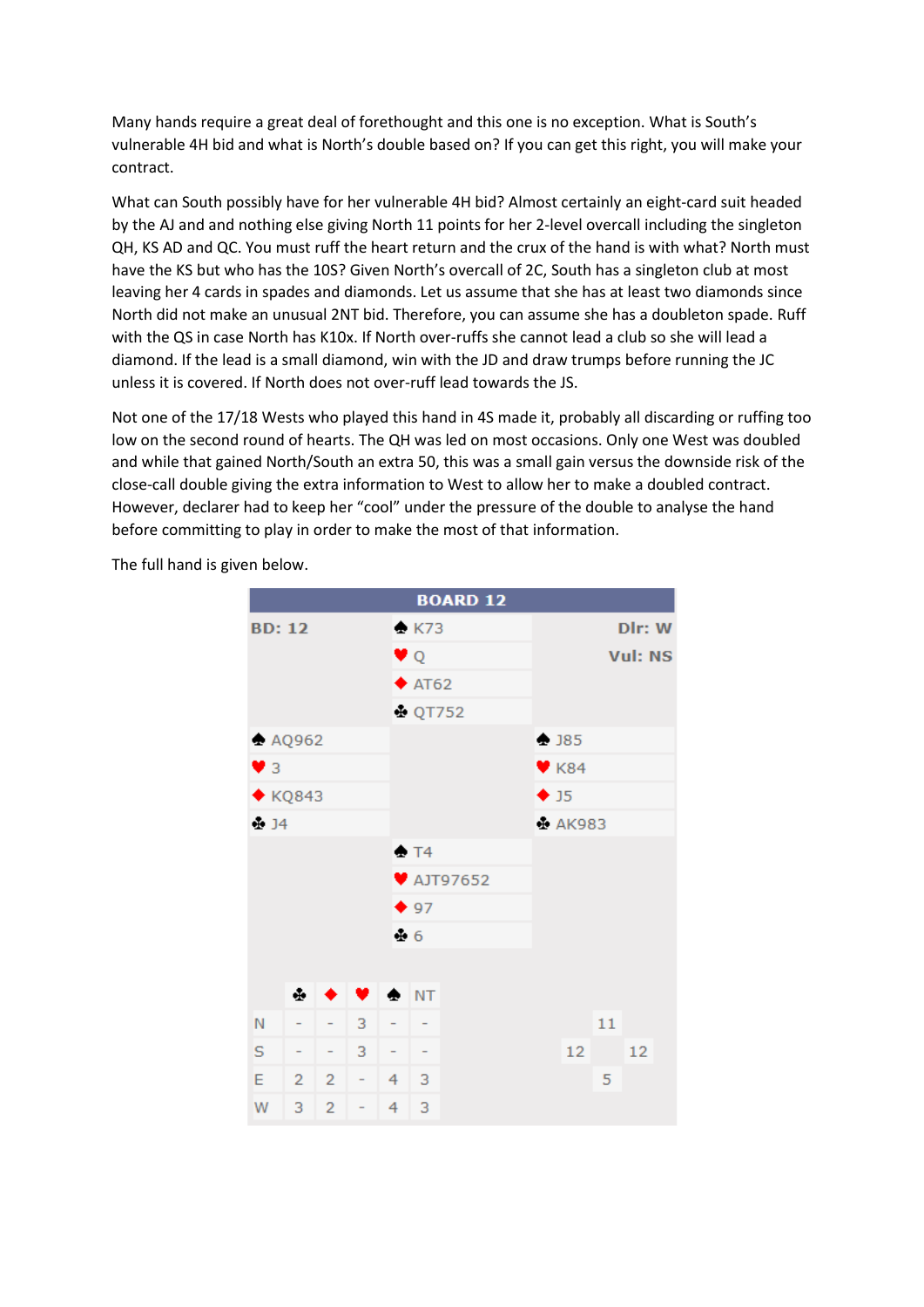Many hands require a great deal of forethought and this one is no exception. What is South's vulnerable 4H bid and what is North's double based on? If you can get this right, you will make your contract.

What can South possibly have for her vulnerable 4H bid? Almost certainly an eight-card suit headed by the AJ and and nothing else giving North 11 points for her 2-level overcall including the singleton QH, KS AD and QC. You must ruff the heart return and the crux of the hand is with what? North must have the KS but who has the 10S? Given North's overcall of 2C, South has a singleton club at most leaving her 4 cards in spades and diamonds. Let us assume that she has at least two diamonds since North did not make an unusual 2NT bid. Therefore, you can assume she has a doubleton spade. Ruff with the QS in case North has K10x. If North over-ruffs she cannot lead a club so she will lead a diamond. If the lead is a small diamond, win with the JD and draw trumps before running the JC unless it is covered. If North does not over-ruff lead towards the JS.

Not one of the 17/18 Wests who played this hand in 4S made it, probably all discarding or ruffing too low on the second round of hearts. The QH was led on most occasions. Only one West was doubled and while that gained North/South an extra 50, this was a small gain versus the downside risk of the close-call double giving the extra information to West to allow her to make a doubled contract. However, declarer had to keep her "cool" under the pressure of the double to analyse the hand before committing to play in order to make the most of that information.

The full hand is given below.

**BOARD 12**

BD: 12 — Dlr: W — Vul: NS

| | North | |
|---|---|---|
| | ♠ K73 | |
| | ♥ Q | |
| | ♦ AT62 | |
| | ♣ QT752 | |
| **West** | | **East** |
| ♠ AQ962 | | ♠ J85 |
| ♥ 3 | | ♥ K84 |
| ♦ KQ843 | | ♦ J5 |
| ♣ J4 | | ♣ AK983 |
| | **South** | |
| | ♠ T4 | |
| | ♥ AJT97652 | |
| | ♦ 97 | |
| | ♣ 6 | |

| | ♣ | ♦ | ♥ | ♠ | NT |
|---|---|---|---|---|---|
| N | - | - | 3 | - | - |
| S | - | - | 3 | - | - |
| E | 2 | 2 | - | 4 | 3 |
| W | 3 | 2 | - | 4 | 3 |

HCP: N 11, W 12, E 12, S 5